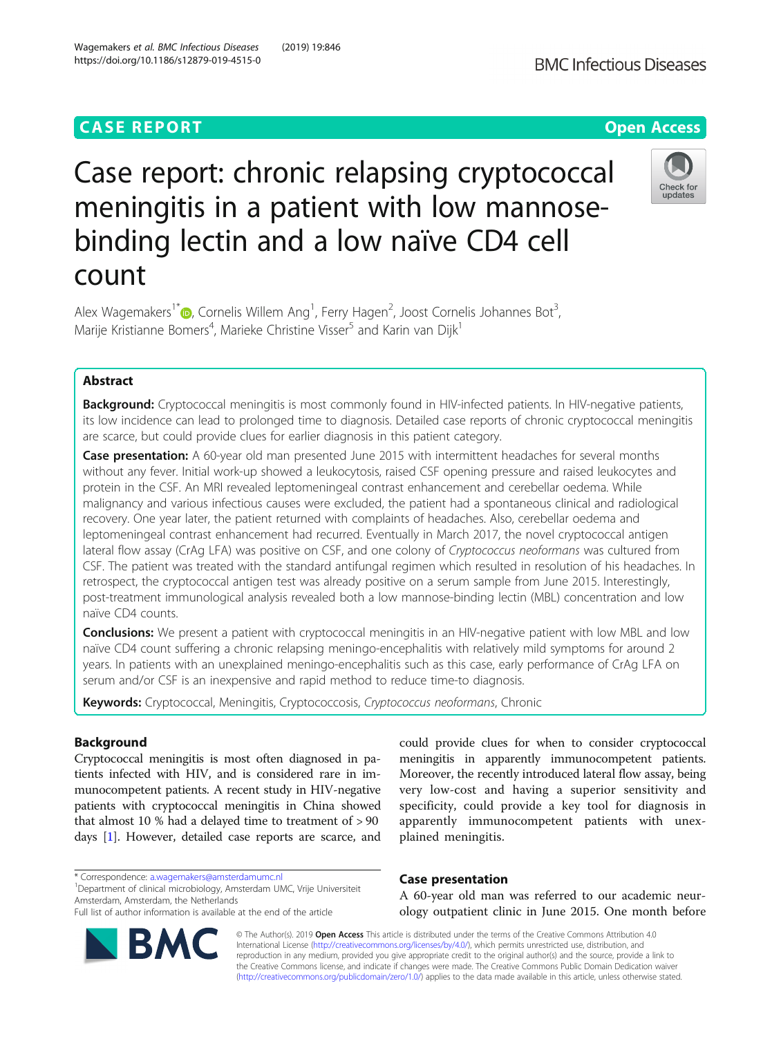CASE REPORT

Open Access

# Case report: chronic relapsing cryptococcal meningitis in a patient with low mannose-binding lectin and a low naïve CD4 cell count

Alex Wagemakers[1*], Cornelis Willem Ang[1], Ferry Hagen[2], Joost Cornelis Johannes Bot[3], Marije Kristianne Bomers[4], Marieke Christine Visser[5] and Karin van Dijk[1]

## Abstract

**Background:** Cryptococcal meningitis is most commonly found in HIV-infected patients. In HIV-negative patients, its low incidence can lead to prolonged time to diagnosis. Detailed case reports of chronic cryptococcal meningitis are scarce, but could provide clues for earlier diagnosis in this patient category.

**Case presentation:** A 60-year old man presented June 2015 with intermittent headaches for several months without any fever. Initial work-up showed a leukocytosis, raised CSF opening pressure and raised leukocytes and protein in the CSF. An MRI revealed leptomeningeal contrast enhancement and cerebellar oedema. While malignancy and various infectious causes were excluded, the patient had a spontaneous clinical and radiological recovery. One year later, the patient returned with complaints of headaches. Also, cerebellar oedema and leptomeningeal contrast enhancement had recurred. Eventually in March 2017, the novel cryptococcal antigen lateral flow assay (CrAg LFA) was positive on CSF, and one colony of *Cryptococcus neoformans* was cultured from CSF. The patient was treated with the standard antifungal regimen which resulted in resolution of his headaches. In retrospect, the cryptococcal antigen test was already positive on a serum sample from June 2015. Interestingly, post-treatment immunological analysis revealed both a low mannose-binding lectin (MBL) concentration and low naïve CD4 counts.

**Conclusions:** We present a patient with cryptococcal meningitis in an HIV-negative patient with low MBL and low naïve CD4 count suffering a chronic relapsing meningo-encephalitis with relatively mild symptoms for around 2 years. In patients with an unexplained meningo-encephalitis such as this case, early performance of CrAg LFA on serum and/or CSF is an inexpensive and rapid method to reduce time-to diagnosis.

**Keywords:** Cryptococcal, Meningitis, Cryptococcosis, *Cryptococcus neoformans*, Chronic

## Background

Cryptococcal meningitis is most often diagnosed in patients infected with HIV, and is considered rare in immunocompetent patients. A recent study in HIV-negative patients with cryptococcal meningitis in China showed that almost 10 % had a delayed time to treatment of > 90 days [1]. However, detailed case reports are scarce, and could provide clues for when to consider cryptococcal meningitis in apparently immunocompetent patients. Moreover, the recently introduced lateral flow assay, being very low-cost and having a superior sensitivity and specificity, could provide a key tool for diagnosis in apparently immunocompetent patients with unexplained meningitis.

## Case presentation

A 60-year old man was referred to our academic neurology outpatient clinic in June 2015. One month before

* Correspondence: a.wagemakers@amsterdamumc.nl
[1]Department of clinical microbiology, Amsterdam UMC, Vrije Universiteit Amsterdam, Amsterdam, the Netherlands
Full list of author information is available at the end of the article

© The Author(s). 2019 **Open Access** This article is distributed under the terms of the Creative Commons Attribution 4.0 International License (http://creativecommons.org/licenses/by/4.0/), which permits unrestricted use, distribution, and reproduction in any medium, provided you give appropriate credit to the original author(s) and the source, provide a link to the Creative Commons license, and indicate if changes were made. The Creative Commons Public Domain Dedication waiver (http://creativecommons.org/publicdomain/zero/1.0/) applies to the data made available in this article, unless otherwise stated.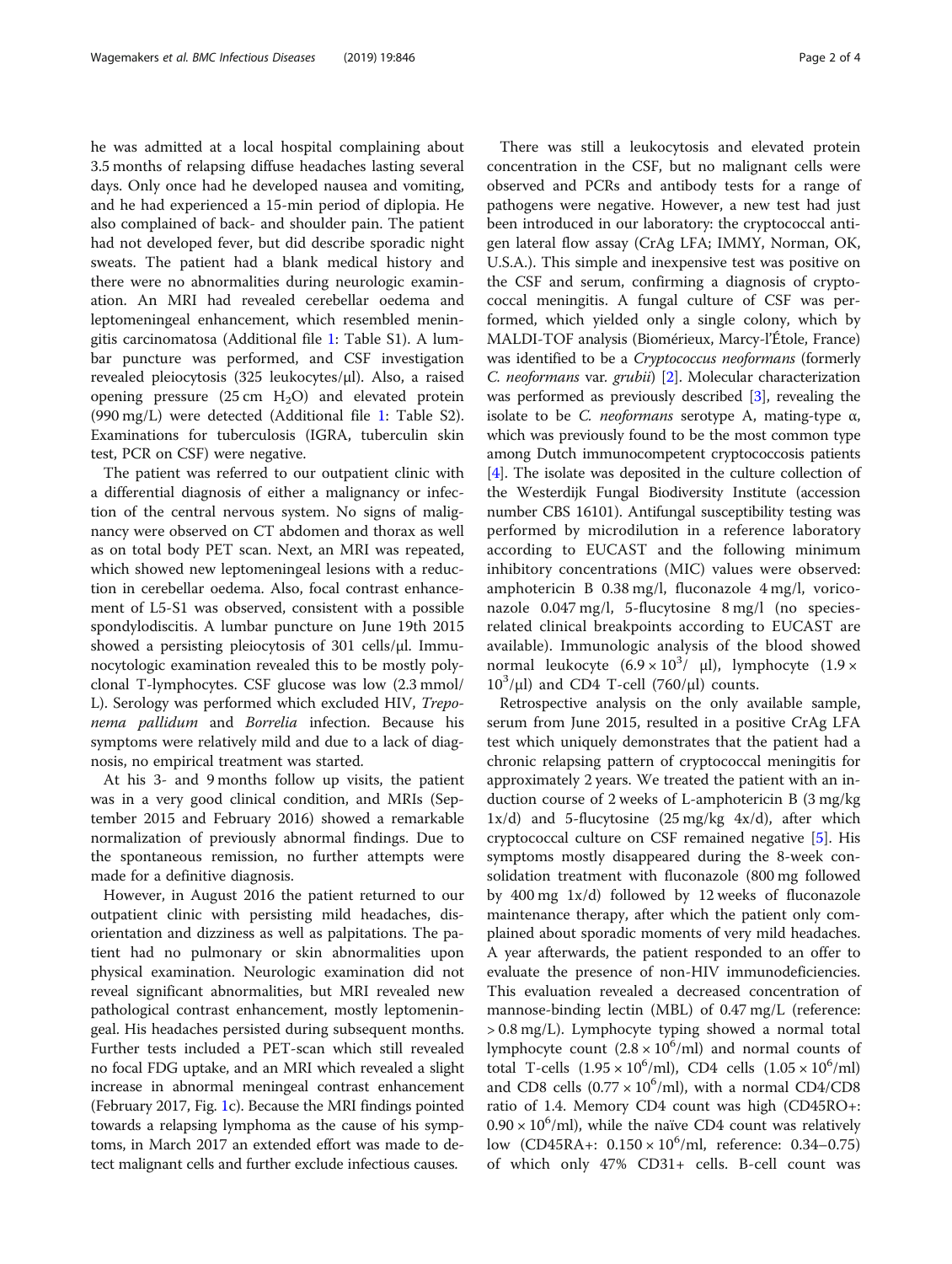he was admitted at a local hospital complaining about 3.5 months of relapsing diffuse headaches lasting several days. Only once had he developed nausea and vomiting, and he had experienced a 15-min period of diplopia. He also complained of back- and shoulder pain. The patient had not developed fever, but did describe sporadic night sweats. The patient had a blank medical history and there were no abnormalities during neurologic examination. An MRI had revealed cerebellar oedema and leptomeningeal enhancement, which resembled meningitis carcinomatosa (Additional file 1: Table S1). A lumbar puncture was performed, and CSF investigation revealed pleiocytosis (325 leukocytes/μl). Also, a raised opening pressure (25 cm $H_2O$) and elevated protein (990 mg/L) were detected (Additional file 1: Table S2). Examinations for tuberculosis (IGRA, tuberculin skin test, PCR on CSF) were negative.

The patient was referred to our outpatient clinic with a differential diagnosis of either a malignancy or infection of the central nervous system. No signs of malignancy were observed on CT abdomen and thorax as well as on total body PET scan. Next, an MRI was repeated, which showed new leptomeningeal lesions with a reduction in cerebellar oedema. Also, focal contrast enhancement of L5-S1 was observed, consistent with a possible spondylodiscitis. A lumbar puncture on June 19th 2015 showed a persisting pleiocytosis of 301 cells/μl. Immunocytologic examination revealed this to be mostly polyclonal T-lymphocytes. CSF glucose was low (2.3 mmol/L). Serology was performed which excluded HIV, *Treponema pallidum* and *Borrelia* infection. Because his symptoms were relatively mild and due to a lack of diagnosis, no empirical treatment was started.

At his 3- and 9 months follow up visits, the patient was in a very good clinical condition, and MRIs (September 2015 and February 2016) showed a remarkable normalization of previously abnormal findings. Due to the spontaneous remission, no further attempts were made for a definitive diagnosis.

However, in August 2016 the patient returned to our outpatient clinic with persisting mild headaches, disorientation and dizziness as well as palpitations. The patient had no pulmonary or skin abnormalities upon physical examination. Neurologic examination did not reveal significant abnormalities, but MRI revealed new pathological contrast enhancement, mostly leptomeningeal. His headaches persisted during subsequent months. Further tests included a PET-scan which still revealed no focal FDG uptake, and an MRI which revealed a slight increase in abnormal meningeal contrast enhancement (February 2017, Fig. 1c). Because the MRI findings pointed towards a relapsing lymphoma as the cause of his symptoms, in March 2017 an extended effort was made to detect malignant cells and further exclude infectious causes.

There was still a leukocytosis and elevated protein concentration in the CSF, but no malignant cells were observed and PCRs and antibody tests for a range of pathogens were negative. However, a new test had just been introduced in our laboratory: the cryptococcal antigen lateral flow assay (CrAg LFA; IMMY, Norman, OK, U.S.A.). This simple and inexpensive test was positive on the CSF and serum, confirming a diagnosis of cryptococcal meningitis. A fungal culture of CSF was performed, which yielded only a single colony, which by MALDI-TOF analysis (Biomérieux, Marcy-l'Étole, France) was identified to be a *Cryptococcus neoformans* (formerly *C. neoformans* var. *grubii*) [2]. Molecular characterization was performed as previously described [3], revealing the isolate to be *C. neoformans* serotype A, mating-type α, which was previously found to be the most common type among Dutch immunocompetent cryptococcosis patients [4]. The isolate was deposited in the culture collection of the Westerdijk Fungal Biodiversity Institute (accession number CBS 16101). Antifungal susceptibility testing was performed by microdilution in a reference laboratory according to EUCAST and the following minimum inhibitory concentrations (MIC) values were observed: amphotericin B 0.38 mg/l, fluconazole 4 mg/l, voriconazole 0.047 mg/l, 5-flucytosine 8 mg/l (no species-related clinical breakpoints according to EUCAST are available). Immunologic analysis of the blood showed normal leukocyte ($6.9 \times 10^3$/ μl), lymphocyte ($1.9 \times 10^3$/μl) and CD4 T-cell (760/μl) counts.

Retrospective analysis on the only available sample, serum from June 2015, resulted in a positive CrAg LFA test which uniquely demonstrates that the patient had a chronic relapsing pattern of cryptococcal meningitis for approximately 2 years. We treated the patient with an induction course of 2 weeks of L-amphotericin B (3 mg/kg 1x/d) and 5-flucytosine (25 mg/kg 4x/d), after which cryptococcal culture on CSF remained negative [5]. His symptoms mostly disappeared during the 8-week consolidation treatment with fluconazole (800 mg followed by 400 mg 1x/d) followed by 12 weeks of fluconazole maintenance therapy, after which the patient only complained about sporadic moments of very mild headaches. A year afterwards, the patient responded to an offer to evaluate the presence of non-HIV immunodeficiencies. This evaluation revealed a decreased concentration of mannose-binding lectin (MBL) of 0.47 mg/L (reference: > 0.8 mg/L). Lymphocyte typing showed a normal total lymphocyte count ($2.8 \times 10^6$/ml) and normal counts of total T-cells ($1.95 \times 10^6$/ml), CD4 cells ($1.05 \times 10^6$/ml) and CD8 cells ($0.77 \times 10^6$/ml), with a normal CD4/CD8 ratio of 1.4. Memory CD4 count was high (CD45RO+: $0.90 \times 10^6$/ml), while the naïve CD4 count was relatively low (CD45RA+: $0.150 \times 10^6$/ml, reference: 0.34–0.75) of which only 47% CD31+ cells. B-cell count was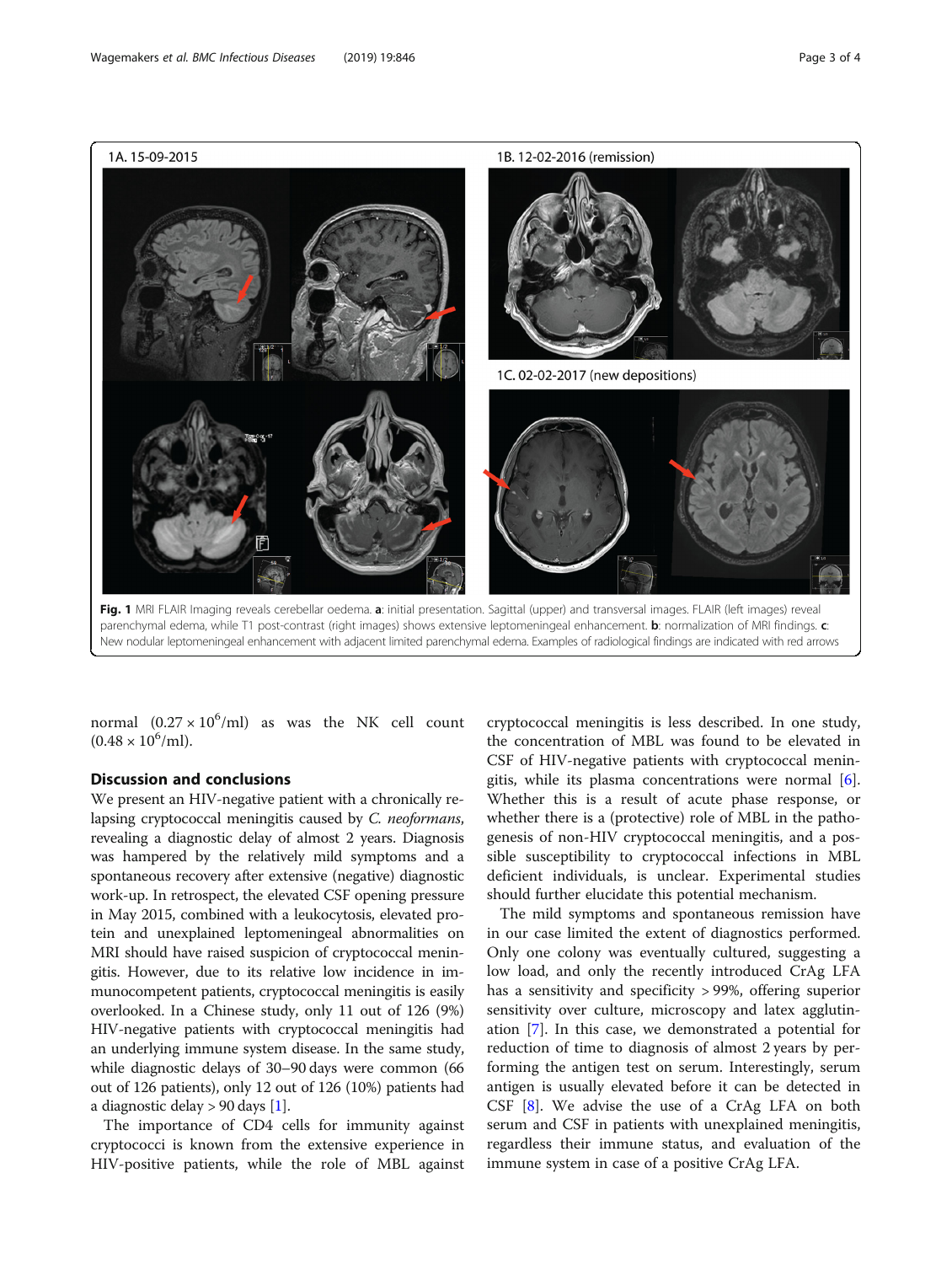Fig. 1 MRI FLAIR Imaging reveals cerebellar oedema. **a**: initial presentation. Sagittal (upper) and transversal images. FLAIR (left images) reveal parenchymal edema, while T1 post-contrast (right images) shows extensive leptomeningeal enhancement. **b**: normalization of MRI findings. **c**: New nodular leptomeningeal enhancement with adjacent limited parenchymal edema. Examples of radiological findings are indicated with red arrows

normal ($0.27 \times 10^6$/ml) as was the NK cell count ($0.48 \times 10^6$/ml).

## Discussion and conclusions

We present an HIV-negative patient with a chronically relapsing cryptococcal meningitis caused by *C. neoformans*, revealing a diagnostic delay of almost 2 years. Diagnosis was hampered by the relatively mild symptoms and a spontaneous recovery after extensive (negative) diagnostic work-up. In retrospect, the elevated CSF opening pressure in May 2015, combined with a leukocytosis, elevated protein and unexplained leptomeningeal abnormalities on MRI should have raised suspicion of cryptococcal meningitis. However, due to its relative low incidence in immunocompetent patients, cryptococcal meningitis is easily overlooked. In a Chinese study, only 11 out of 126 (9%) HIV-negative patients with cryptococcal meningitis had an underlying immune system disease. In the same study, while diagnostic delays of 30–90 days were common (66 out of 126 patients), only 12 out of 126 (10%) patients had a diagnostic delay > 90 days [1].

The importance of CD4 cells for immunity against cryptococci is known from the extensive experience in HIV-positive patients, while the role of MBL against cryptococcal meningitis is less described. In one study, the concentration of MBL was found to be elevated in CSF of HIV-negative patients with cryptococcal meningitis, while its plasma concentrations were normal [6]. Whether this is a result of acute phase response, or whether there is a (protective) role of MBL in the pathogenesis of non-HIV cryptococcal meningitis, and a possible susceptibility to cryptococcal infections in MBL deficient individuals, is unclear. Experimental studies should further elucidate this potential mechanism.

The mild symptoms and spontaneous remission have in our case limited the extent of diagnostics performed. Only one colony was eventually cultured, suggesting a low load, and only the recently introduced CrAg LFA has a sensitivity and specificity > 99%, offering superior sensitivity over culture, microscopy and latex agglutination [7]. In this case, we demonstrated a potential for reduction of time to diagnosis of almost 2 years by performing the antigen test on serum. Interestingly, serum antigen is usually elevated before it can be detected in CSF [8]. We advise the use of a CrAg LFA on both serum and CSF in patients with unexplained meningitis, regardless their immune status, and evaluation of the immune system in case of a positive CrAg LFA.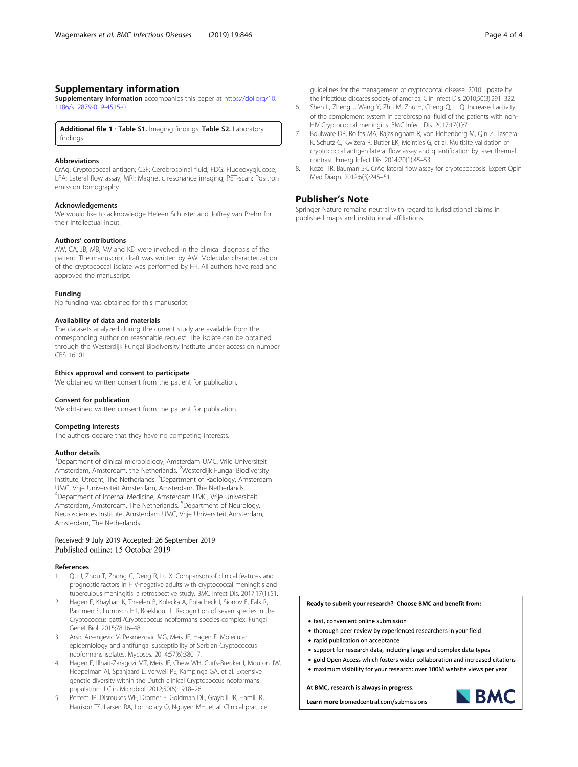## Supplementary information

**Supplementary information** accompanies this paper at https://doi.org/10.1186/s12879-019-4515-0.

**Additional file 1** : **Table S1.** Imaging findings. **Table S2.** Laboratory findings.

### Abbreviations

CrAg: Cryptococcal antigen; CSF: Cerebrospinal fluid; FDG: Fludeoxyglucose; LFA: Lateral flow assay; MRI: Magnetic resonance imaging; PET-scan: Positron emission tomography

### Acknowledgements

We would like to acknowledge Heleen Schuster and Joffrey van Prehn for their intellectual input.

### Authors' contributions

AW, CA, JB, MB, MV and KD were involved in the clinical diagnosis of the patient. The manuscript draft was written by AW. Molecular characterization of the cryptococcal isolate was performed by FH. All authors have read and approved the manuscript.

### Funding

No funding was obtained for this manuscript.

### Availability of data and materials

The datasets analyzed during the current study are available from the corresponding author on reasonable request. The isolate can be obtained through the Westerdijk Fungal Biodiversity Institute under accession number CBS 16101.

### Ethics approval and consent to participate

We obtained written consent from the patient for publication.

### Consent for publication

We obtained written consent from the patient for publication.

### Competing interests

The authors declare that they have no competing interests.

### Author details

[1]Department of clinical microbiology, Amsterdam UMC, Vrije Universiteit Amsterdam, Amsterdam, the Netherlands. [2]Westerdijk Fungal Biodiversity Institute, Utrecht, The Netherlands. [3]Department of Radiology, Amsterdam UMC, Vrije Universiteit Amsterdam, Amsterdam, The Netherlands. [4]Department of Internal Medicine, Amsterdam UMC, Vrije Universiteit Amsterdam, Amsterdam, The Netherlands. [5]Department of Neurology, Neurosciences Institute, Amsterdam UMC, Vrije Universiteit Amsterdam, Amsterdam, The Netherlands.

Received: 9 July 2019 Accepted: 26 September 2019
Published online: 15 October 2019

### References

1. Qu J, Zhou T, Zhong C, Deng R, Lu X. Comparison of clinical features and prognostic factors in HIV-negative adults with cryptococcal meningitis and tuberculous meningitis: a retrospective study. BMC Infect Dis. 2017;17(1):51.
2. Hagen F, Khayhan K, Theelen B, Kolecka A, Polacheck I, Sionov E, Falk R, Parnmen S, Lumbsch HT, Boekhout T. Recognition of seven species in the Cryptococcus gattii/Cryptococcus neoformans species complex. Fungal Genet Biol. 2015;78:16–48.
3. Arsic Arsenijevic V, Pekmezovic MG, Meis JF, Hagen F. Molecular epidemiology and antifungal susceptibility of Serbian Cryptococcus neoformans isolates. Mycoses. 2014;57(6):380–7.
4. Hagen F, Illnait-Zaragozi MT, Meis JF, Chew WH, Curfs-Breuker I, Mouton JW, Hoepelman AI, Spanjaard L, Verweij PE, Kampinga GA, et al. Extensive genetic diversity within the Dutch clinical Cryptococcus neoformans population. J Clin Microbiol. 2012;50(6):1918–26.
5. Perfect JR, Dismukes WE, Dromer F, Goldman DL, Graybill JR, Hamill RJ, Harrison TS, Larsen RA, Lortholary O, Nguyen MH, et al. Clinical practice guidelines for the management of cryptococcal disease: 2010 update by the infectious diseases society of america. Clin Infect Dis. 2010;50(3):291–322.
6. Shen L, Zheng J, Wang Y, Zhu M, Zhu H, Cheng Q, Li Q. Increased activity of the complement system in cerebrospinal fluid of the patients with non-HIV Cryptococcal meningitis. BMC Infect Dis. 2017;17(1):7.
7. Boulware DR, Rolfes MA, Rajasingham R, von Hohenberg M, Qin Z, Taseera K, Schutz C, Kwizera R, Butler EK, Meintjes G, et al. Multisite validation of cryptococcal antigen lateral flow assay and quantification by laser thermal contrast. Emerg Infect Dis. 2014;20(1):45–53.
8. Kozel TR, Bauman SK. CrAg lateral flow assay for cryptococcosis. Expert Opin Med Diagn. 2012;6(3):245–51.

## Publisher's Note

Springer Nature remains neutral with regard to jurisdictional claims in published maps and institutional affiliations.

**Ready to submit your research? Choose BMC and benefit from:**

- fast, convenient online submission
- thorough peer review by experienced researchers in your field
- rapid publication on acceptance
- support for research data, including large and complex data types
- gold Open Access which fosters wider collaboration and increased citations
- maximum visibility for your research: over 100M website views per year

**At BMC, research is always in progress.**

**Learn more** biomedcentral.com/submissions

BMC